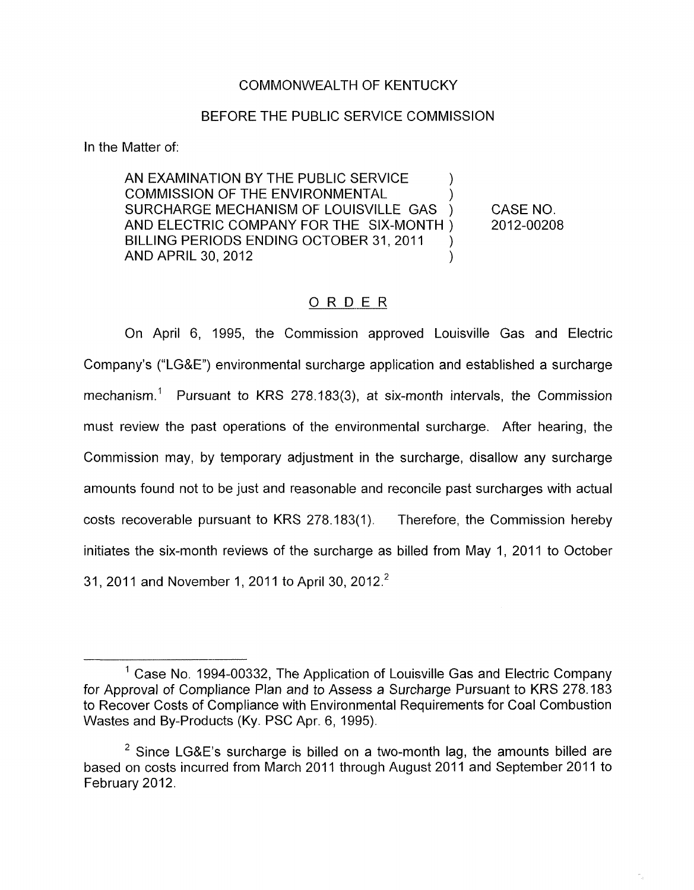COMMONWEALTH OF KENTUCKY

BEFORE THE PUBLIC SERVICE COMMISSION

In the Matter of:

| | | |
|---|---|---|
| AN EXAMINATION BY THE PUBLIC SERVICE COMMISSION OF THE ENVIRONMENTAL SURCHARGE MECHANISM OF LOUISVILLE GAS AND ELECTRIC COMPANY FOR THE SIX-MONTH BILLING PERIODS ENDING OCTOBER 31, 2011 AND APRIL 30, 2012 | ) ) ) ) ) ) | CASE NO. 2012-00208 |

## ORDER

On April 6, 1995, the Commission approved Louisville Gas and Electric Company's ("LG&E") environmental surcharge application and established a surcharge mechanism.[1] Pursuant to KRS 278.183(3), at six-month intervals, the Commission must review the past operations of the environmental surcharge. After hearing, the Commission may, by temporary adjustment in the surcharge, disallow any surcharge amounts found not to be just and reasonable and reconcile past surcharges with actual costs recoverable pursuant to KRS 278.183(1). Therefore, the Commission hereby initiates the six-month reviews of the surcharge as billed from May 1, 2011 to October 31, 2011 and November 1, 2011 to April 30, 2012.[2]

---

[1] Case No. 1994-00332, The Application of Louisville Gas and Electric Company for Approval of Compliance Plan and to Assess a Surcharge Pursuant to KRS 278.183 to Recover Costs of Compliance with Environmental Requirements for Coal Combustion Wastes and By-Products (Ky. PSC Apr. 6, 1995).

[2] Since LG&E's surcharge is billed on a two-month lag, the amounts billed are based on costs incurred from March 2011 through August 2011 and September 2011 to February 2012.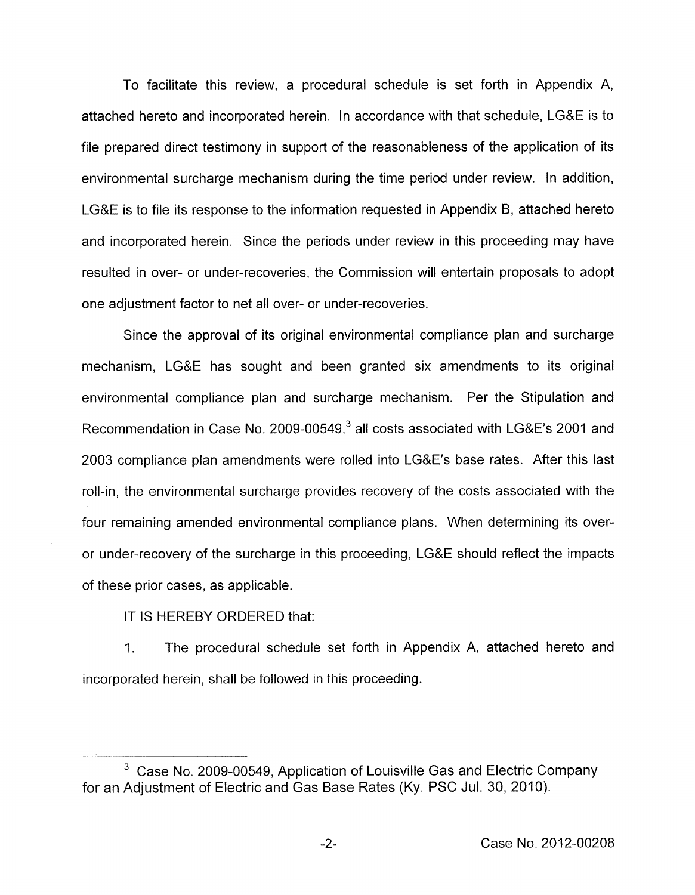To facilitate this review, a procedural schedule is set forth in Appendix A, attached hereto and incorporated herein. In accordance with that schedule, LG&E is to file prepared direct testimony in support of the reasonableness of the application of its environmental surcharge mechanism during the time period under review. In addition, LG&E is to file its response to the information requested in Appendix B, attached hereto and incorporated herein. Since the periods under review in this proceeding may have resulted in over- or under-recoveries, the Commission will entertain proposals to adopt one adjustment factor to net all over- or under-recoveries.

Since the approval of its original environmental compliance plan and surcharge mechanism, LG&E has sought and been granted six amendments to its original environmental compliance plan and surcharge mechanism. Per the Stipulation and Recommendation in Case No. 2009-00549,[3] all costs associated with LG&E's 2001 and 2003 compliance plan amendments were rolled into LG&E's base rates. After this last roll-in, the environmental surcharge provides recovery of the costs associated with the four remaining amended environmental compliance plans. When determining its over- or under-recovery of the surcharge in this proceeding, LG&E should reflect the impacts of these prior cases, as applicable.

IT IS HEREBY ORDERED that:

1. The procedural schedule set forth in Appendix A, attached hereto and incorporated herein, shall be followed in this proceeding.

---

[3] Case No. 2009-00549, Application of Louisville Gas and Electric Company for an Adjustment of Electric and Gas Base Rates (Ky. PSC Jul. 30, 2010).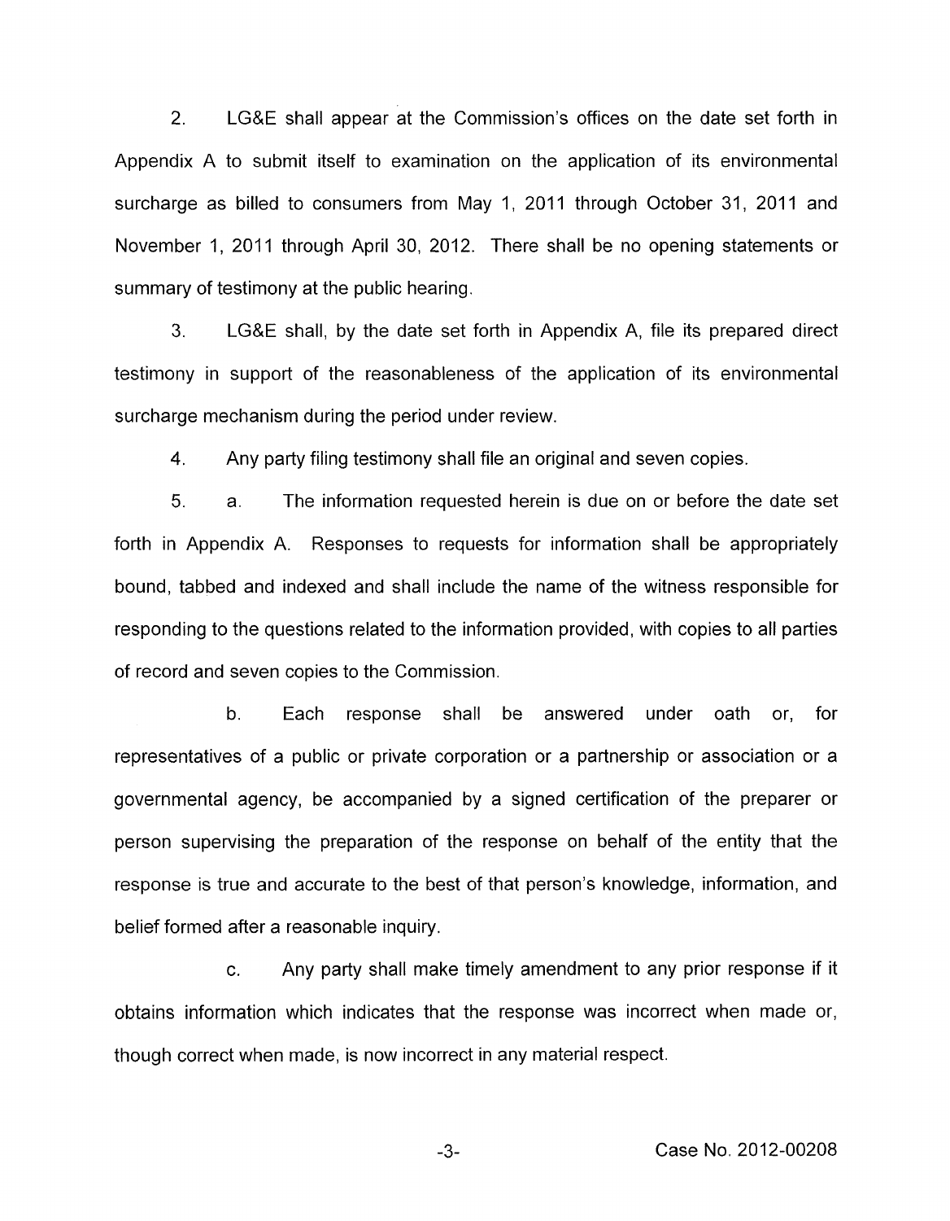2. LG&E shall appear at the Commission's offices on the date set forth in Appendix A to submit itself to examination on the application of its environmental surcharge as billed to consumers from May 1, 2011 through October 31, 2011 and November 1, 2011 through April 30, 2012. There shall be no opening statements or summary of testimony at the public hearing.

3. LG&E shall, by the date set forth in Appendix A, file its prepared direct testimony in support of the reasonableness of the application of its environmental surcharge mechanism during the period under review.

4. Any party filing testimony shall file an original and seven copies.

5. a. The information requested herein is due on or before the date set forth in Appendix A. Responses to requests for information shall be appropriately bound, tabbed and indexed and shall include the name of the witness responsible for responding to the questions related to the information provided, with copies to all parties of record and seven copies to the Commission.

b. Each response shall be answered under oath or, for representatives of a public or private corporation or a partnership or association or a governmental agency, be accompanied by a signed certification of the preparer or person supervising the preparation of the response on behalf of the entity that the response is true and accurate to the best of that person's knowledge, information, and belief formed after a reasonable inquiry.

c. Any party shall make timely amendment to any prior response if it obtains information which indicates that the response was incorrect when made or, though correct when made, is now incorrect in any material respect.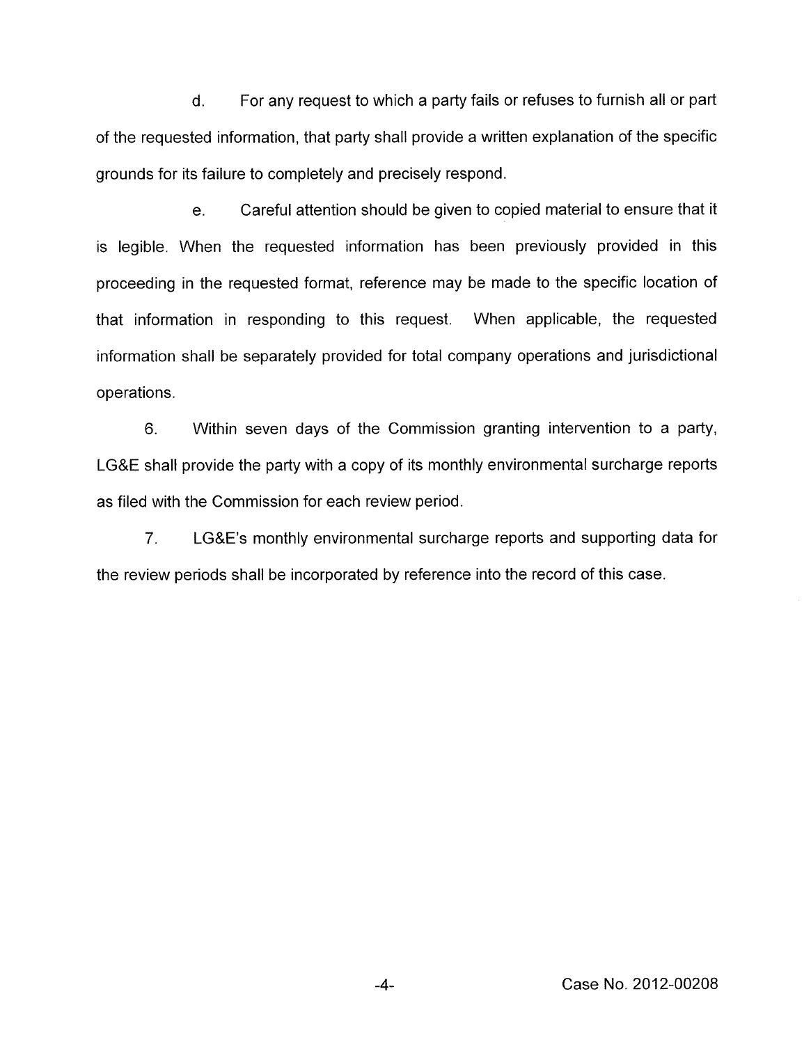d. For any request to which a party fails or refuses to furnish all or part of the requested information, that party shall provide a written explanation of the specific grounds for its failure to completely and precisely respond.

e. Careful attention should be given to copied material to ensure that it is legible. When the requested information has been previously provided in this proceeding in the requested format, reference may be made to the specific location of that information in responding to this request. When applicable, the requested information shall be separately provided for total company operations and jurisdictional operations.

6. Within seven days of the Commission granting intervention to a party, LG&E shall provide the party with a copy of its monthly environmental surcharge reports as filed with the Commission for each review period.

7. LG&E's monthly environmental surcharge reports and supporting data for the review periods shall be incorporated by reference into the record of this case.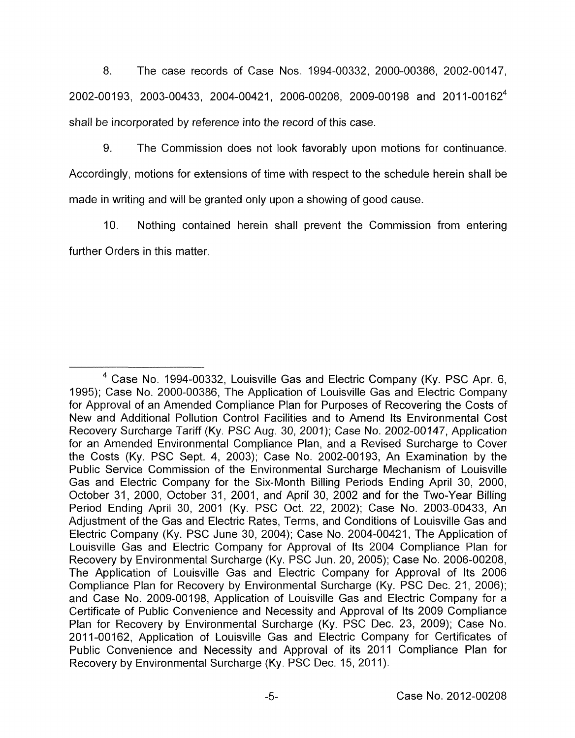8. The case records of Case Nos. 1994-00332, 2000-00386, 2002-00147, 2002-00193, 2003-00433, 2004-00421, 2006-00208, 2009-00198 and 2011-00162[4] shall be incorporated by reference into the record of this case.

9. The Commission does not look favorably upon motions for continuance. Accordingly, motions for extensions of time with respect to the schedule herein shall be made in writing and will be granted only upon a showing of good cause.

10. Nothing contained herein shall prevent the Commission from entering further Orders in this matter.

---

[4] Case No. 1994-00332, Louisville Gas and Electric Company (Ky. PSC Apr. 6, 1995); Case No. 2000-00386, The Application of Louisville Gas and Electric Company for Approval of an Amended Compliance Plan for Purposes of Recovering the Costs of New and Additional Pollution Control Facilities and to Amend Its Environmental Cost Recovery Surcharge Tariff (Ky. PSC Aug. 30, 2001); Case No. 2002-00147, Application for an Amended Environmental Compliance Plan, and a Revised Surcharge to Cover the Costs (Ky. PSC Sept. 4, 2003); Case No. 2002-00193, An Examination by the Public Service Commission of the Environmental Surcharge Mechanism of Louisville Gas and Electric Company for the Six-Month Billing Periods Ending April 30, 2000, October 31, 2000, October 31, 2001, and April 30, 2002 and for the Two-Year Billing Period Ending April 30, 2001 (Ky. PSC Oct. 22, 2002); Case No. 2003-00433, An Adjustment of the Gas and Electric Rates, Terms, and Conditions of Louisville Gas and Electric Company (Ky. PSC June 30, 2004); Case No. 2004-00421, The Application of Louisville Gas and Electric Company for Approval of Its 2004 Compliance Plan for Recovery by Environmental Surcharge (Ky. PSC Jun. 20, 2005); Case No. 2006-00208, The Application of Louisville Gas and Electric Company for Approval of Its 2006 Compliance Plan for Recovery by Environmental Surcharge (Ky. PSC Dec. 21, 2006); and Case No. 2009-00198, Application of Louisville Gas and Electric Company for a Certificate of Public Convenience and Necessity and Approval of Its 2009 Compliance Plan for Recovery by Environmental Surcharge (Ky. PSC Dec. 23, 2009); Case No. 2011-00162, Application of Louisville Gas and Electric Company for Certificates of Public Convenience and Necessity and Approval of its 2011 Compliance Plan for Recovery by Environmental Surcharge (Ky. PSC Dec. 15, 2011).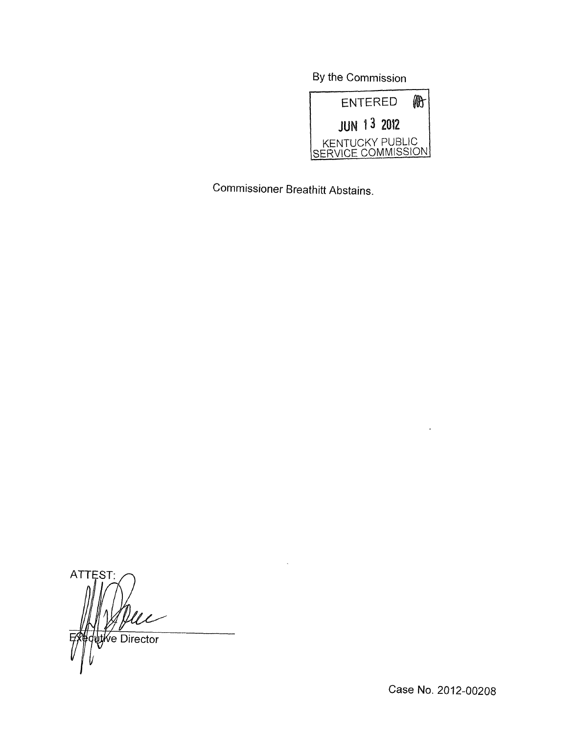By the Commission

ENTERED

JUN 13 2012

KENTUCKY PUBLIC SERVICE COMMISSION

Commissioner Breathitt Abstains.

ATTEST:

Executive Director

Case No. 2012-00208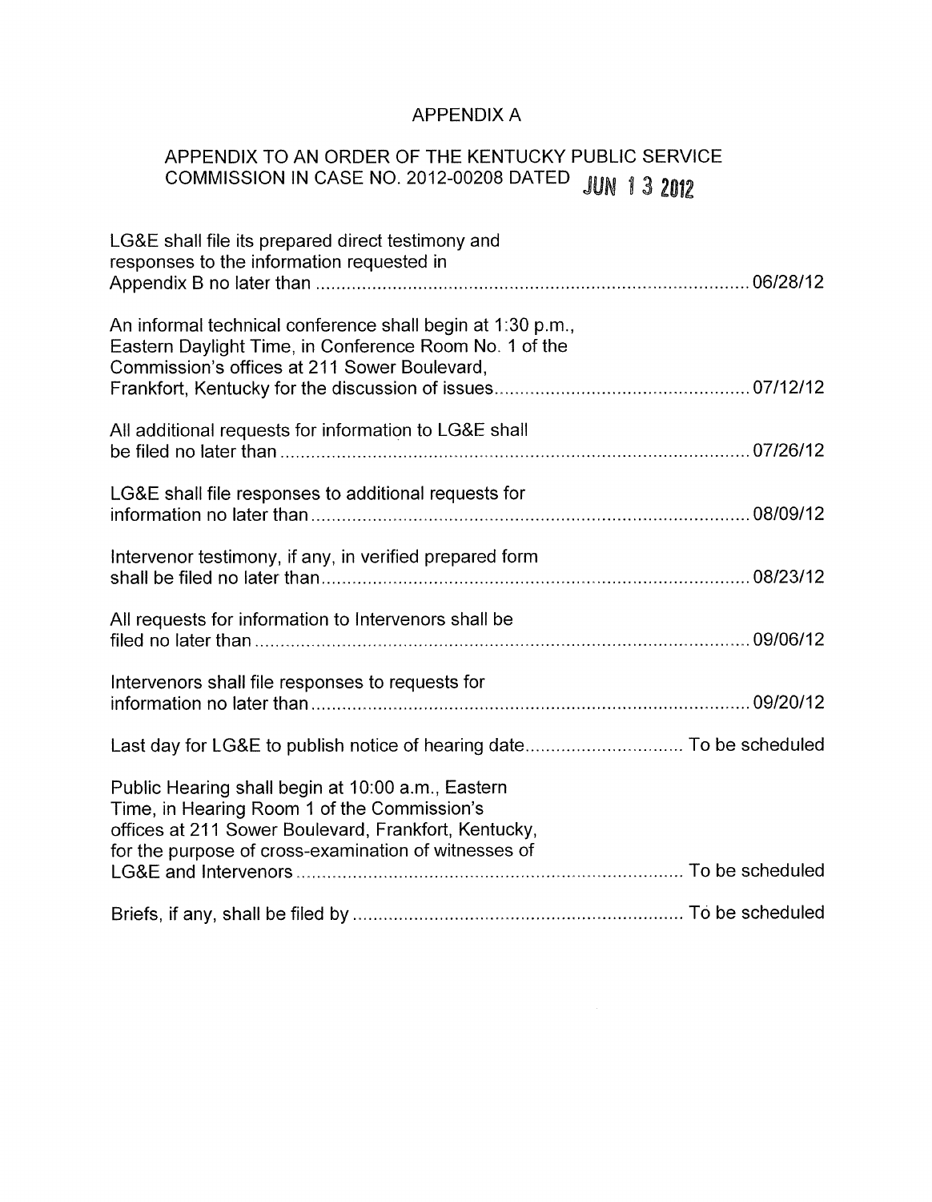# APPENDIX A

## APPENDIX TO AN ORDER OF THE KENTUCKY PUBLIC SERVICE COMMISSION IN CASE NO. 2012-00208 DATED JUN 13 2012

| Event | Date |
|---|---|
| LG&E shall file its prepared direct testimony and responses to the information requested in Appendix B no later than | 06/28/12 |
| An informal technical conference shall begin at 1:30 p.m., Eastern Daylight Time, in Conference Room No. 1 of the Commission's offices at 211 Sower Boulevard, Frankfort, Kentucky for the discussion of issues | 07/12/12 |
| All additional requests for information to LG&E shall be filed no later than | 07/26/12 |
| LG&E shall file responses to additional requests for information no later than | 08/09/12 |
| Intervenor testimony, if any, in verified prepared form shall be filed no later than | 08/23/12 |
| All requests for information to Intervenors shall be filed no later than | 09/06/12 |
| Intervenors shall file responses to requests for information no later than | 09/20/12 |
| Last day for LG&E to publish notice of hearing date | To be scheduled |
| Public Hearing shall begin at 10:00 a.m., Eastern Time, in Hearing Room 1 of the Commission's offices at 211 Sower Boulevard, Frankfort, Kentucky, for the purpose of cross-examination of witnesses of LG&E and Intervenors | To be scheduled |
| Briefs, if any, shall be filed by | To be scheduled |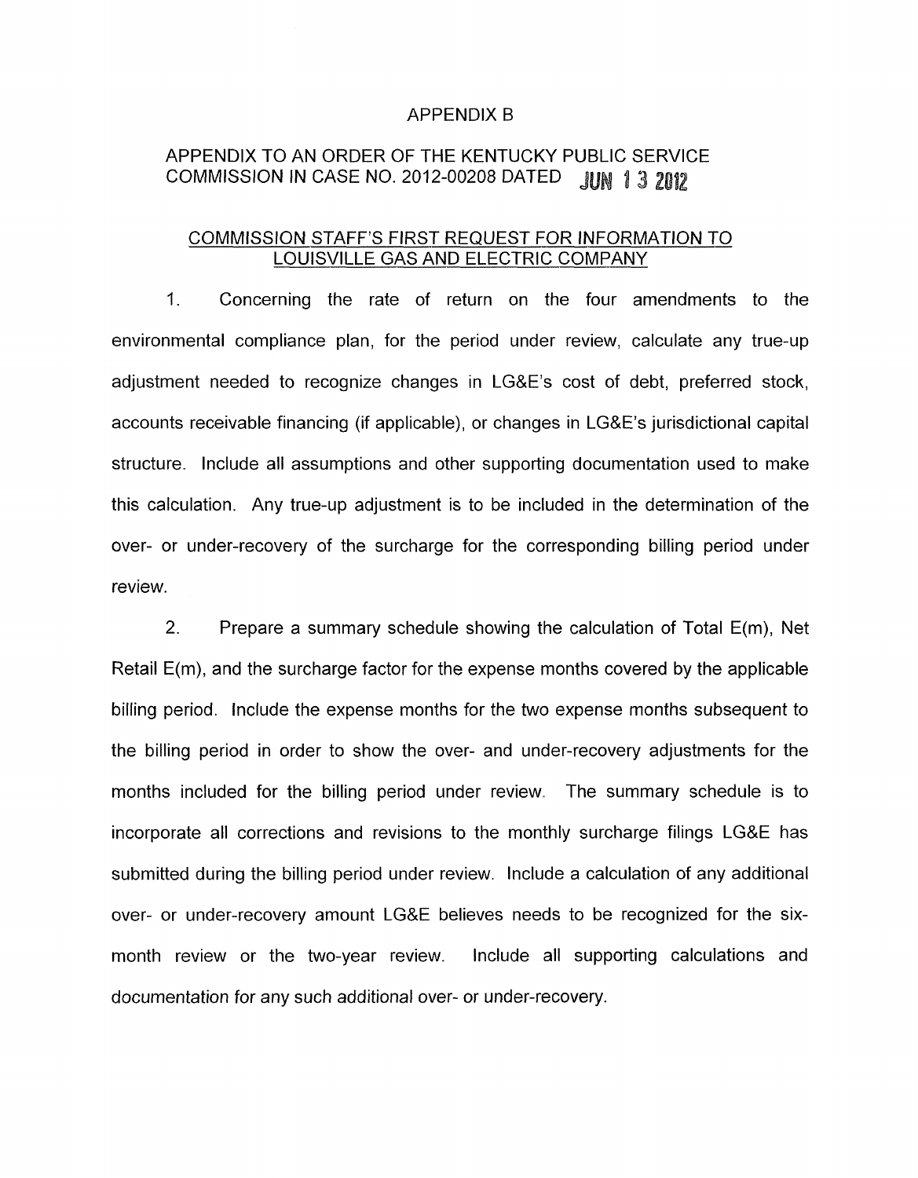APPENDIX B

APPENDIX TO AN ORDER OF THE KENTUCKY PUBLIC SERVICE COMMISSION IN CASE NO. 2012-00208 DATED JUN 13 2012

COMMISSION STAFF'S FIRST REQUEST FOR INFORMATION TO LOUISVILLE GAS AND ELECTRIC COMPANY

1. Concerning the rate of return on the four amendments to the environmental compliance plan, for the period under review, calculate any true-up adjustment needed to recognize changes in LG&E's cost of debt, preferred stock, accounts receivable financing (if applicable), or changes in LG&E's jurisdictional capital structure. Include all assumptions and other supporting documentation used to make this calculation. Any true-up adjustment is to be included in the determination of the over- or under-recovery of the surcharge for the corresponding billing period under review.

2. Prepare a summary schedule showing the calculation of Total E(m), Net Retail E(m), and the surcharge factor for the expense months covered by the applicable billing period. Include the expense months for the two expense months subsequent to the billing period in order to show the over- and under-recovery adjustments for the months included for the billing period under review. The summary schedule is to incorporate all corrections and revisions to the monthly surcharge filings LG&E has submitted during the billing period under review. Include a calculation of any additional over- or under-recovery amount LG&E believes needs to be recognized for the six-month review or the two-year review. Include all supporting calculations and documentation for any such additional over- or under-recovery.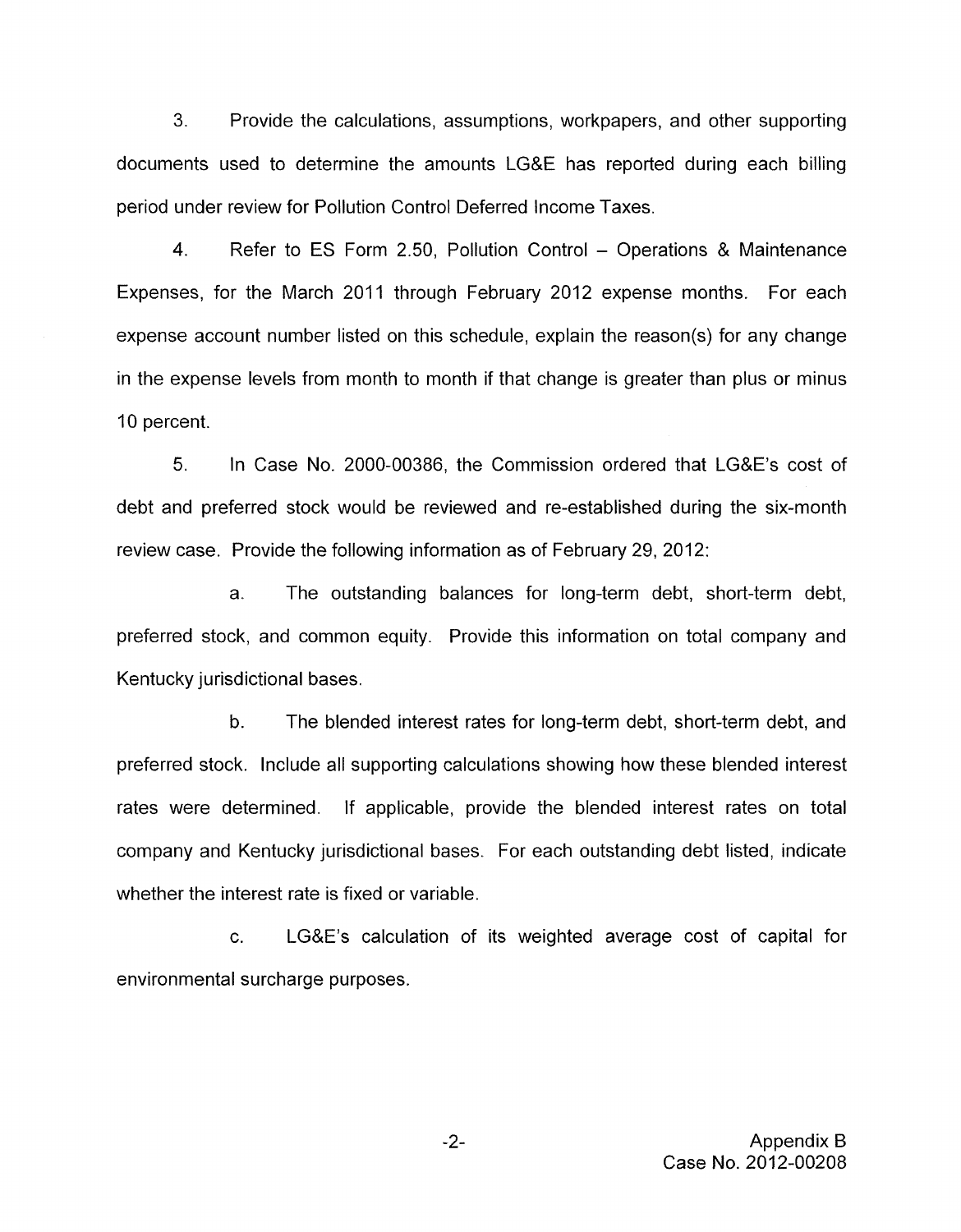3. Provide the calculations, assumptions, workpapers, and other supporting documents used to determine the amounts LG&E has reported during each billing period under review for Pollution Control Deferred Income Taxes.

4. Refer to ES Form 2.50, Pollution Control – Operations & Maintenance Expenses, for the March 2011 through February 2012 expense months. For each expense account number listed on this schedule, explain the reason(s) for any change in the expense levels from month to month if that change is greater than plus or minus 10 percent.

5. In Case No. 2000-00386, the Commission ordered that LG&E's cost of debt and preferred stock would be reviewed and re-established during the six-month review case. Provide the following information as of February 29, 2012:

   a. The outstanding balances for long-term debt, short-term debt, preferred stock, and common equity. Provide this information on total company and Kentucky jurisdictional bases.

   b. The blended interest rates for long-term debt, short-term debt, and preferred stock. Include all supporting calculations showing how these blended interest rates were determined. If applicable, provide the blended interest rates on total company and Kentucky jurisdictional bases. For each outstanding debt listed, indicate whether the interest rate is fixed or variable.

   c. LG&E's calculation of its weighted average cost of capital for environmental surcharge purposes.

Appendix B
Case No. 2012-00208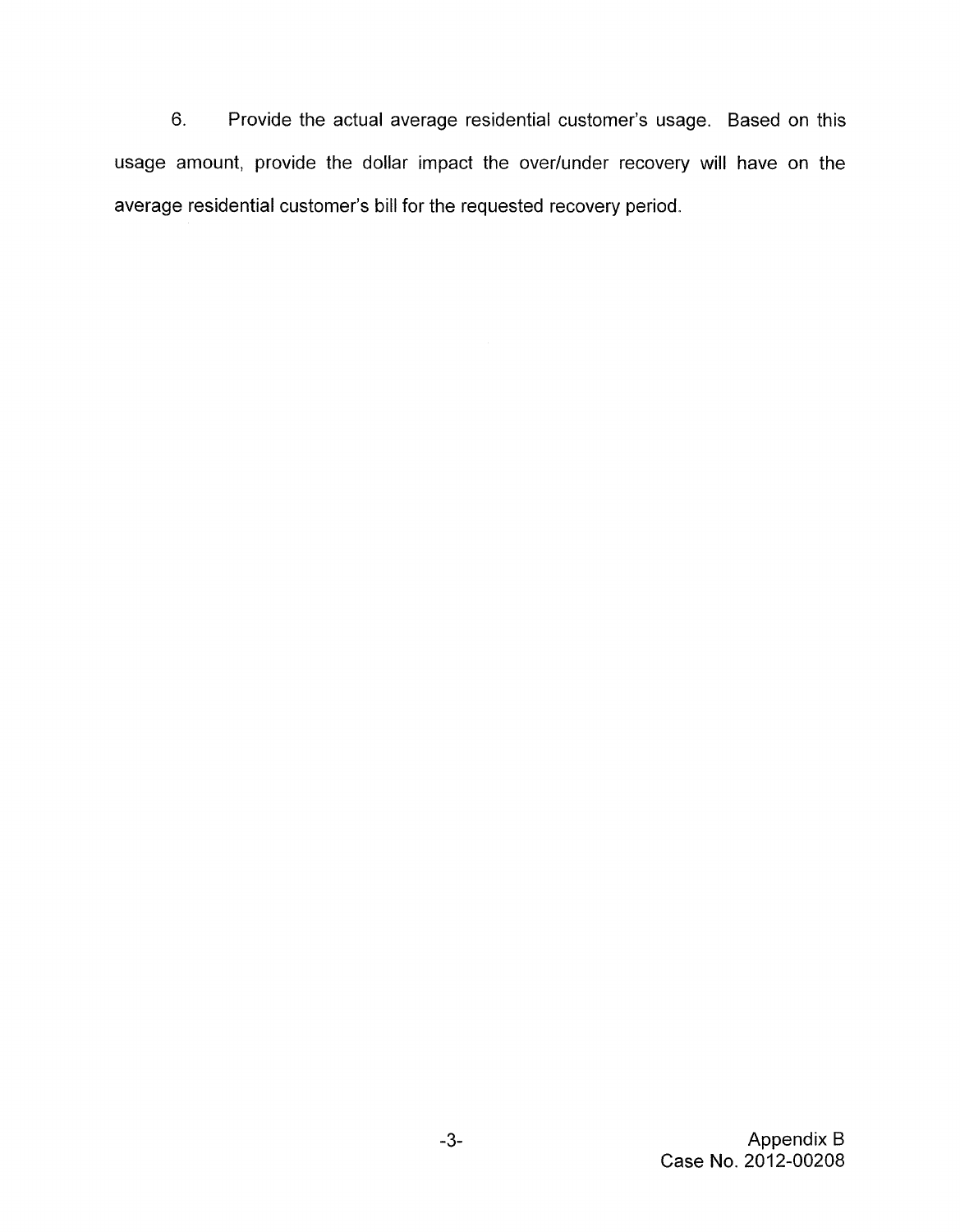6. Provide the actual average residential customer's usage. Based on this usage amount, provide the dollar impact the over/under recovery will have on the average residential customer's bill for the requested recovery period.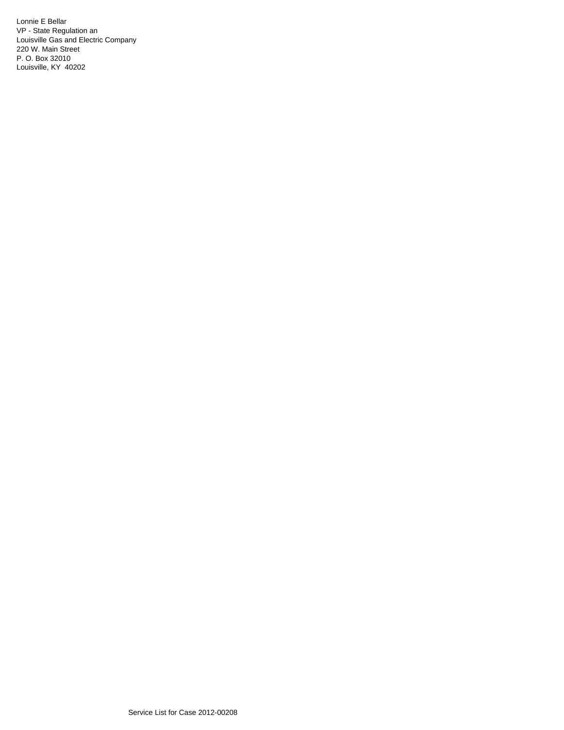Lonnie E Bellar
VP - State Regulation an
Louisville Gas and Electric Company
220 W. Main Street
P. O. Box 32010
Louisville, KY  40202